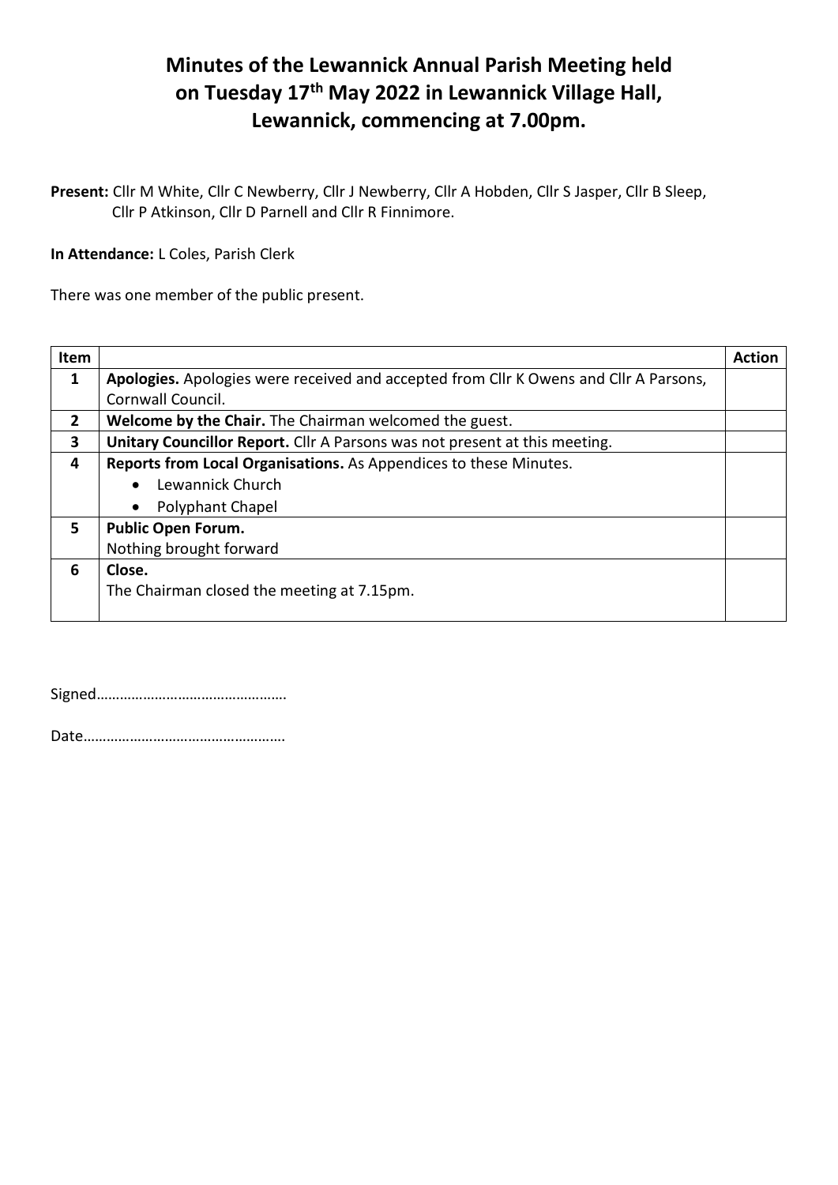# Minutes of the Lewannick Annual Parish Meeting held on Tuesday 17th May 2022 in Lewannick Village Hall, Lewannick, commencing at 7.00pm.

**Present:** Cllr M White, Cllr C Newberry, Cllr J Newberry, Cllr A Hobden, Cllr S Jasper, Cllr B Sleep, Cllr P Atkinson, Cllr D Parnell and Cllr R Finnimore.

**In Attendance:** L Coles, Parish Clerk

There was one member of the public present.

| Item | | Action |
|---|---|---|
| 1 | **Apologies.** Apologies were received and accepted from Cllr K Owens and Cllr A Parsons, Cornwall Council. | |
| 2 | **Welcome by the Chair.** The Chairman welcomed the guest. | |
| 3 | **Unitary Councillor Report.** Cllr A Parsons was not present at this meeting. | |
| 4 | **Reports from Local Organisations.** As Appendices to these Minutes.<br>• Lewannick Church<br>• Polyphant Chapel | |
| 5 | **Public Open Forum.**<br>Nothing brought forward | |
| 6 | **Close.**<br>The Chairman closed the meeting at 7.15pm. | |

Signed…………………………………………

Date……………………………………………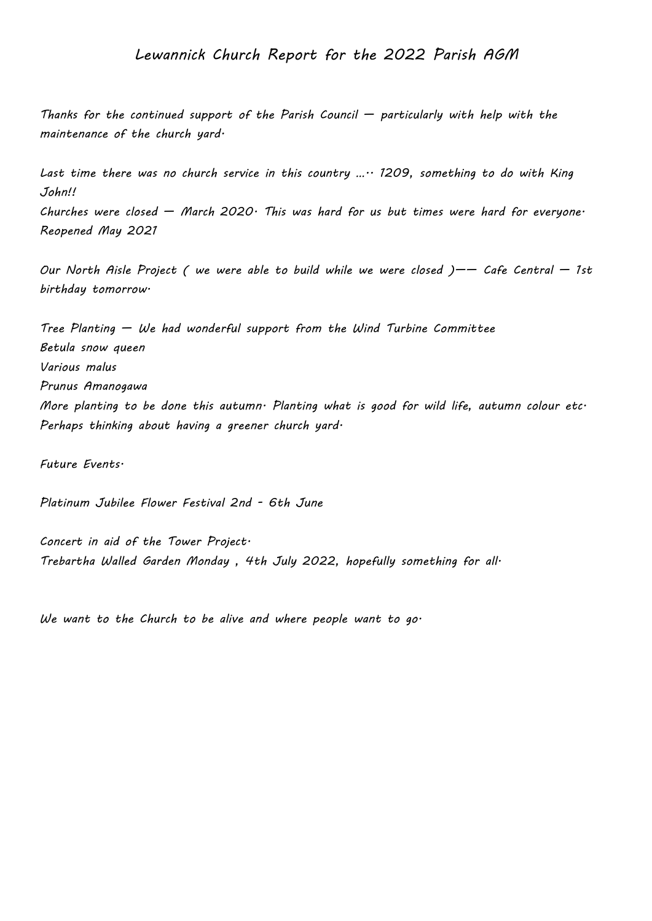# Lewannick Church Report for the 2022 Parish AGM

*Thanks for the continued support of the Parish Council – particularly with help with the maintenance of the church yard.*

*Last time there was no church service in this country ….. 1209, something to do with King John!!*
*Churches were closed – March 2020. This was hard for us but times were hard for everyone. Reopened May 2021*

*Our North Aisle Project ( we were able to build while we were closed )–– Cafe Central – 1st birthday tomorrow.*

*Tree Planting – We had wonderful support from the Wind Turbine Committee*
*Betula snow queen*
*Various malus*
*Prunus Amanogawa*
*More planting to be done this autumn. Planting what is good for wild life, autumn colour etc. Perhaps thinking about having a greener church yard.*

*Future Events.*

*Platinum Jubilee Flower Festival 2nd - 6th June*

*Concert in aid of the Tower Project.*
*Trebartha Walled Garden Monday , 4th July 2022, hopefully something for all.*

*We want to the Church to be alive and where people want to go.*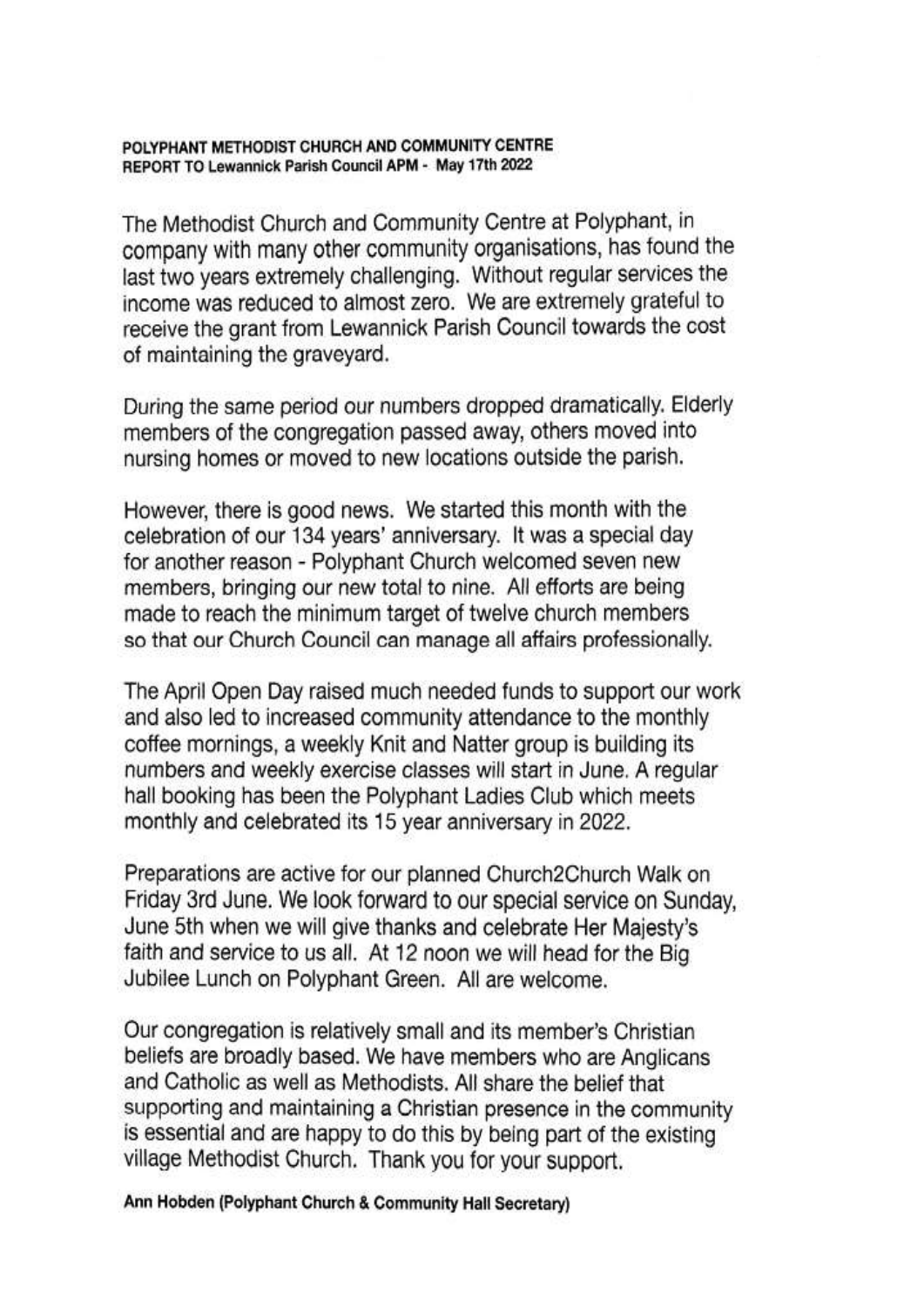**POLYPHANT METHODIST CHURCH AND COMMUNITY CENTRE**
**REPORT TO Lewannick Parish Council APM - May 17th 2022**

The Methodist Church and Community Centre at Polyphant, in company with many other community organisations, has found the last two years extremely challenging. Without regular services the income was reduced to almost zero. We are extremely grateful to receive the grant from Lewannick Parish Council towards the cost of maintaining the graveyard.

During the same period our numbers dropped dramatically. Elderly members of the congregation passed away, others moved into nursing homes or moved to new locations outside the parish.

However, there is good news. We started this month with the celebration of our 134 years' anniversary. It was a special day for another reason - Polyphant Church welcomed seven new members, bringing our new total to nine. All efforts are being made to reach the minimum target of twelve church members so that our Church Council can manage all affairs professionally.

The April Open Day raised much needed funds to support our work and also led to increased community attendance to the monthly coffee mornings, a weekly Knit and Natter group is building its numbers and weekly exercise classes will start in June. A regular hall booking has been the Polyphant Ladies Club which meets monthly and celebrated its 15 year anniversary in 2022.

Preparations are active for our planned Church2Church Walk on Friday 3rd June. We look forward to our special service on Sunday, June 5th when we will give thanks and celebrate Her Majesty's faith and service to us all. At 12 noon we will head for the Big Jubilee Lunch on Polyphant Green. All are welcome.

Our congregation is relatively small and its member's Christian beliefs are broadly based. We have members who are Anglicans and Catholic as well as Methodists. All share the belief that supporting and maintaining a Christian presence in the community is essential and are happy to do this by being part of the existing village Methodist Church. Thank you for your support.

**Ann Hobden (Polyphant Church & Community Hall Secretary)**